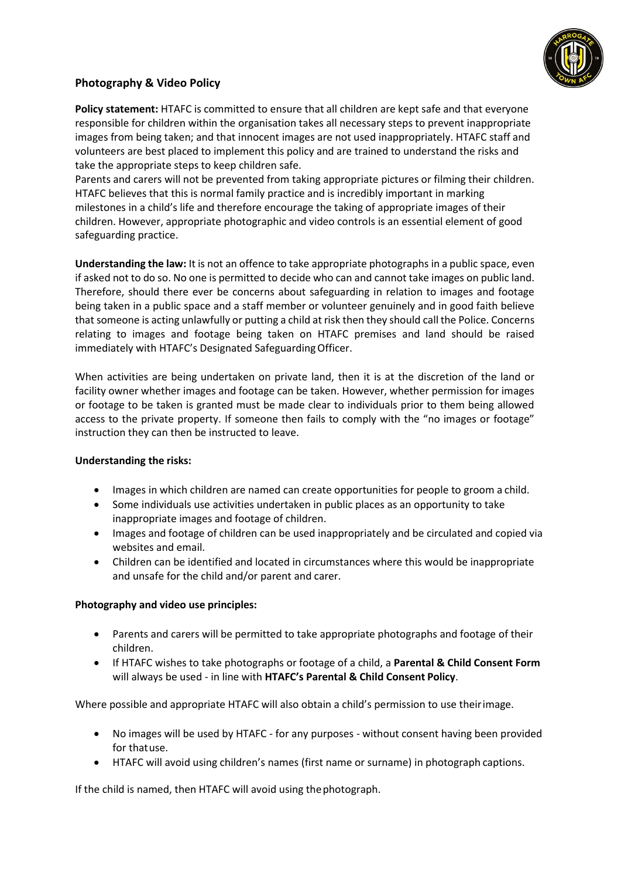## Photography & Video Policy

**Policy statement:** HTAFC is committed to ensure that all children are kept safe and that everyone responsible for children within the organisation takes all necessary steps to prevent inappropriate images from being taken; and that innocent images are not used inappropriately. HTAFC staff and volunteers are best placed to implement this policy and are trained to understand the risks and take the appropriate steps to keep children safe.
Parents and carers will not be prevented from taking appropriate pictures or filming their children. HTAFC believes that this is normal family practice and is incredibly important in marking milestones in a child's life and therefore encourage the taking of appropriate images of their children. However, appropriate photographic and video controls is an essential element of good safeguarding practice.

**Understanding the law:** It is not an offence to take appropriate photographs in a public space, even if asked not to do so. No one is permitted to decide who can and cannot take images on public land. Therefore, should there ever be concerns about safeguarding in relation to images and footage being taken in a public space and a staff member or volunteer genuinely and in good faith believe that someone is acting unlawfully or putting a child at risk then they should call the Police. Concerns relating to images and footage being taken on HTAFC premises and land should be raised immediately with HTAFC's Designated Safeguarding Officer.

When activities are being undertaken on private land, then it is at the discretion of the land or facility owner whether images and footage can be taken. However, whether permission for images or footage to be taken is granted must be made clear to individuals prior to them being allowed access to the private property. If someone then fails to comply with the "no images or footage" instruction they can then be instructed to leave.

**Understanding the risks:**

- Images in which children are named can create opportunities for people to groom a child.
- Some individuals use activities undertaken in public places as an opportunity to take inappropriate images and footage of children.
- Images and footage of children can be used inappropriately and be circulated and copied via websites and email.
- Children can be identified and located in circumstances where this would be inappropriate and unsafe for the child and/or parent and carer.

**Photography and video use principles:**

- Parents and carers will be permitted to take appropriate photographs and footage of their children.
- If HTAFC wishes to take photographs or footage of a child, a **Parental & Child Consent Form** will always be used - in line with **HTAFC's Parental & Child Consent Policy**.

Where possible and appropriate HTAFC will also obtain a child's permission to use their image.

- No images will be used by HTAFC - for any purposes - without consent having been provided for that use.
- HTAFC will avoid using children's names (first name or surname) in photograph captions.

If the child is named, then HTAFC will avoid using the photograph.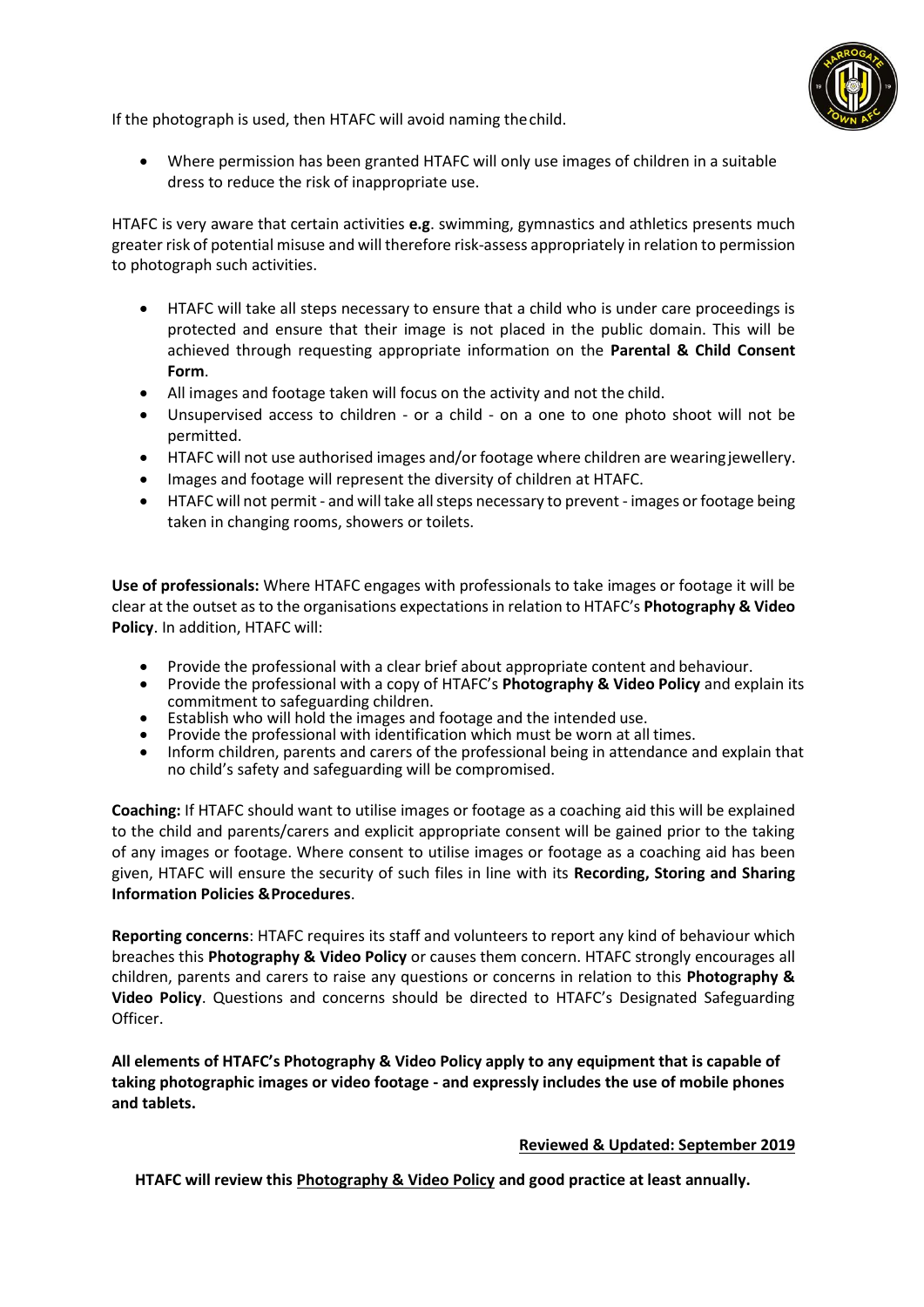If the photograph is used, then HTAFC will avoid naming the child.

- Where permission has been granted HTAFC will only use images of children in a suitable dress to reduce the risk of inappropriate use.

HTAFC is very aware that certain activities **e.g**. swimming, gymnastics and athletics presents much greater risk of potential misuse and will therefore risk-assess appropriately in relation to permission to photograph such activities.

- HTAFC will take all steps necessary to ensure that a child who is under care proceedings is protected and ensure that their image is not placed in the public domain. This will be achieved through requesting appropriate information on the **Parental & Child Consent Form**.
- All images and footage taken will focus on the activity and not the child.
- Unsupervised access to children - or a child - on a one to one photo shoot will not be permitted.
- HTAFC will not use authorised images and/or footage where children are wearing jewellery.
- Images and footage will represent the diversity of children at HTAFC.
- HTAFC will not permit - and will take all steps necessary to prevent - images or footage being taken in changing rooms, showers or toilets.

**Use of professionals:** Where HTAFC engages with professionals to take images or footage it will be clear at the outset as to the organisations expectations in relation to HTAFC's **Photography & Video Policy**. In addition, HTAFC will:

- Provide the professional with a clear brief about appropriate content and behaviour.
- Provide the professional with a copy of HTAFC's **Photography & Video Policy** and explain its commitment to safeguarding children.
- Establish who will hold the images and footage and the intended use.
- Provide the professional with identification which must be worn at all times.
- Inform children, parents and carers of the professional being in attendance and explain that no child's safety and safeguarding will be compromised.

**Coaching:** If HTAFC should want to utilise images or footage as a coaching aid this will be explained to the child and parents/carers and explicit appropriate consent will be gained prior to the taking of any images or footage. Where consent to utilise images or footage as a coaching aid has been given, HTAFC will ensure the security of such files in line with its **Recording, Storing and Sharing Information Policies & Procedures**.

**Reporting concerns**: HTAFC requires its staff and volunteers to report any kind of behaviour which breaches this **Photography & Video Policy** or causes them concern. HTAFC strongly encourages all children, parents and carers to raise any questions or concerns in relation to this **Photography & Video Policy**. Questions and concerns should be directed to HTAFC's Designated Safeguarding Officer.

**All elements of HTAFC's Photography & Video Policy apply to any equipment that is capable of taking photographic images or video footage - and expressly includes the use of mobile phones and tablets.**

**<u>Reviewed & Updated: September 2019</u>**

**HTAFC will review this <u>Photography & Video Policy</u> and good practice at least annually.**